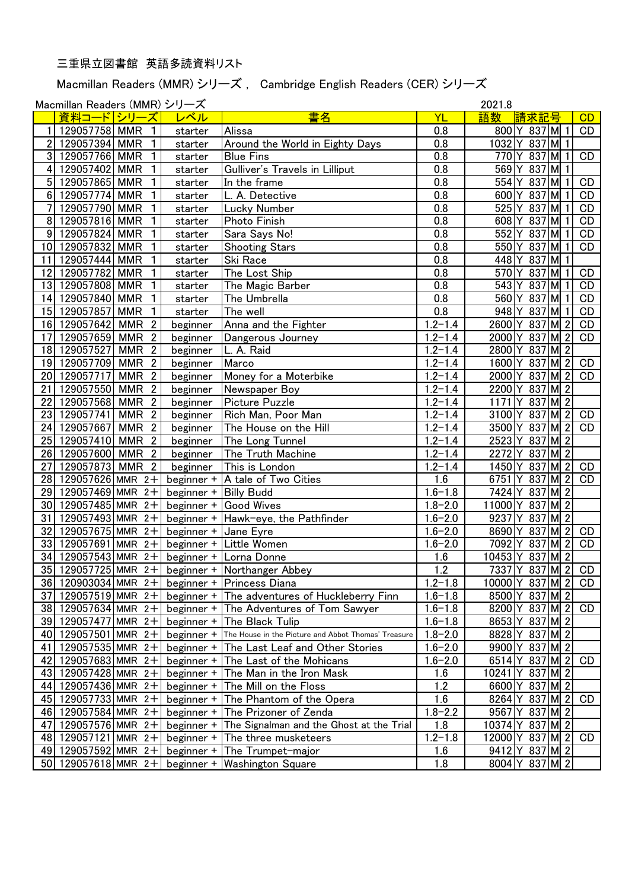三重県立図書館 英語多読資料リスト

Macmillan Readers (MMR) シリーズ， Cambridge English Readers (CER) シリーズ

Macmillan Readers (MMR) シリーズ　　2021.8

| | 資料コード | シリーズ | レベル | 書名 | YL | 語数 | 請求記号 | | | | CD |
|---|---|---|---|---|---|---|---|---|---|---|---|
| 1 | 129057758 | MMR 1 | starter | Alissa | 0.8 | 800 | Y | 837 | M | 1 | CD |
| 2 | 129057394 | MMR 1 | starter | Around the World in Eighty Days | 0.8 | 1032 | Y | 837 | M | 1 | |
| 3 | 129057766 | MMR 1 | starter | Blue Fins | 0.8 | 770 | Y | 837 | M | 1 | CD |
| 4 | 129057402 | MMR 1 | starter | Gulliver's Travels in Lilliput | 0.8 | 569 | Y | 837 | M | 1 | |
| 5 | 129057865 | MMR 1 | starter | In the frame | 0.8 | 554 | Y | 837 | M | 1 | CD |
| 6 | 129057774 | MMR 1 | starter | L. A. Detective | 0.8 | 600 | Y | 837 | M | 1 | CD |
| 7 | 129057790 | MMR 1 | starter | Lucky Number | 0.8 | 525 | Y | 837 | M | 1 | CD |
| 8 | 129057816 | MMR 1 | starter | Photo Finish | 0.8 | 608 | Y | 837 | M | 1 | CD |
| 9 | 129057824 | MMR 1 | starter | Sara Says No! | 0.8 | 552 | Y | 837 | M | 1 | CD |
| 10 | 129057832 | MMR 1 | starter | Shooting Stars | 0.8 | 550 | Y | 837 | M | 1 | CD |
| 11 | 129057444 | MMR 1 | starter | Ski Race | 0.8 | 448 | Y | 837 | M | 1 | |
| 12 | 129057782 | MMR 1 | starter | The Lost Ship | 0.8 | 570 | Y | 837 | M | 1 | CD |
| 13 | 129057808 | MMR 1 | starter | The Magic Barber | 0.8 | 543 | Y | 837 | M | 1 | CD |
| 14 | 129057840 | MMR 1 | starter | The Umbrella | 0.8 | 560 | Y | 837 | M | 1 | CD |
| 15 | 129057857 | MMR 1 | starter | The well | 0.8 | 948 | Y | 837 | M | 1 | CD |
| 16 | 129057642 | MMR 2 | beginner | Anna and the Fighter | 1.2−1.4 | 2600 | Y | 837 | M | 2 | CD |
| 17 | 129057659 | MMR 2 | beginner | Dangerous Journey | 1.2−1.4 | 2000 | Y | 837 | M | 2 | CD |
| 18 | 129057527 | MMR 2 | beginner | L. A. Raid | 1.2−1.4 | 2800 | Y | 837 | M | 2 | |
| 19 | 129057709 | MMR 2 | beginner | Marco | 1.2−1.4 | 1600 | Y | 837 | M | 2 | CD |
| 20 | 129057717 | MMR 2 | beginner | Money for a Moterbike | 1.2−1.4 | 2000 | Y | 837 | M | 2 | CD |
| 21 | 129057550 | MMR 2 | beginner | Newspaper Boy | 1.2−1.4 | 2200 | Y | 837 | M | 2 | |
| 22 | 129057568 | MMR 2 | beginner | Picture Puzzle | 1.2−1.4 | 1171 | Y | 837 | M | 2 | |
| 23 | 129057741 | MMR 2 | beginner | Rich Man, Poor Man | 1.2−1.4 | 3100 | Y | 837 | M | 2 | CD |
| 24 | 129057667 | MMR 2 | beginner | The House on the Hill | 1.2−1.4 | 3500 | Y | 837 | M | 2 | CD |
| 25 | 129057410 | MMR 2 | beginner | The Long Tunnel | 1.2−1.4 | 2523 | Y | 837 | M | 2 | |
| 26 | 129057600 | MMR 2 | beginner | The Truth Machine | 1.2−1.4 | 2272 | Y | 837 | M | 2 | |
| 27 | 129057873 | MMR 2 | beginner | This is London | 1.2−1.4 | 1450 | Y | 837 | M | 2 | CD |
| 28 | 129057626 | MMR 2+ | beginner + | A tale of Two Cities | 1.6 | 6751 | Y | 837 | M | 2 | CD |
| 29 | 129057469 | MMR 2+ | beginner + | Billy Budd | 1.6−1.8 | 7424 | Y | 837 | M | 2 | |
| 30 | 129057485 | MMR 2+ | beginner + | Good Wives | 1.8−2.0 | 11000 | Y | 837 | M | 2 | |
| 31 | 129057493 | MMR 2+ | beginner + | Hawk−eye, the Pathfinder | 1.6−2.0 | 9237 | Y | 837 | M | 2 | |
| 32 | 129057675 | MMR 2+ | beginner + | Jane Eyre | 1.6−2.0 | 8690 | Y | 837 | M | 2 | CD |
| 33 | 129057691 | MMR 2+ | beginner + | Little Women | 1.6−2.0 | 7092 | Y | 837 | M | 2 | CD |
| 34 | 129057543 | MMR 2+ | beginner + | Lorna Donne | 1.6 | 10453 | Y | 837 | M | 2 | |
| 35 | 129057725 | MMR 2+ | beginner + | Northanger Abbey | 1.2 | 7337 | Y | 837 | M | 2 | CD |
| 36 | 120903034 | MMR 2+ | beginner + | Princess Diana | 1.2−1.8 | 10000 | Y | 837 | M | 2 | CD |
| 37 | 129057519 | MMR 2+ | beginner + | The adventures of Huckleberry Finn | 1.6−1.8 | 8500 | Y | 837 | M | 2 | |
| 38 | 129057634 | MMR 2+ | beginner + | The Adventures of Tom Sawyer | 1.6−1.8 | 8200 | Y | 837 | M | 2 | CD |
| 39 | 129057477 | MMR 2+ | beginner + | The Black Tulip | 1.6−1.8 | 8653 | Y | 837 | M | 2 | |
| 40 | 129057501 | MMR 2+ | beginner + | The House in the Picture and Abbot Thomas' Treasure | 1.8−2.0 | 8828 | Y | 837 | M | 2 | |
| 41 | 129057535 | MMR 2+ | beginner + | The Last Leaf and Other Stories | 1.6−2.0 | 9900 | Y | 837 | M | 2 | |
| 42 | 129057683 | MMR 2+ | beginner + | The Last of the Mohicans | 1.6−2.0 | 6514 | Y | 837 | M | 2 | CD |
| 43 | 129057428 | MMR 2+ | beginner + | The Man in the Iron Mask | 1.6 | 10241 | Y | 837 | M | 2 | |
| 44 | 129057436 | MMR 2+ | beginner + | The Mill on the Floss | 1.2 | 6600 | Y | 837 | M | 2 | |
| 45 | 129057733 | MMR 2+ | beginner + | The Phantom of the Opera | 1.6 | 8264 | Y | 837 | M | 2 | CD |
| 46 | 129057584 | MMR 2+ | beginner + | The Prizoner of Zenda | 1.8−2.2 | 9567 | Y | 837 | M | 2 | |
| 47 | 129057576 | MMR 2+ | beginner + | The Signalman and the Ghost at the Trial | 1.8 | 10374 | Y | 837 | M | 2 | |
| 48 | 129057121 | MMR 2+ | beginner + | The three musketeers | 1.2−1.8 | 12000 | Y | 837 | M | 2 | CD |
| 49 | 129057592 | MMR 2+ | beginner + | The Trumpet−major | 1.6 | 9412 | Y | 837 | M | 2 | |
| 50 | 129057618 | MMR 2+ | beginner + | Washington Square | 1.8 | 8004 | Y | 837 | M | 2 | |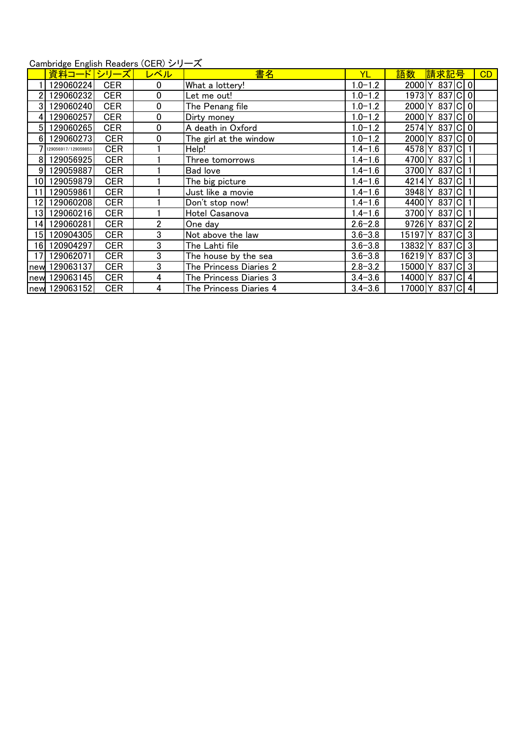Cambridge English Readers (CER) シリーズ

| | 資料コード | シリーズ | レベル | 書名 | YL | 語数 | 請求記号 | | | | CD |
|---|---|---|---|---|---|---|---|---|---|---|---|
| 1 | 129060224 | CER | 0 | What a lottery! | 1.0-1.2 | 2000 | Y | 837 | C | 0 | |
| 2 | 129060232 | CER | 0 | Let me out! | 1.0-1.2 | 1973 | Y | 837 | C | 0 | |
| 3 | 129060240 | CER | 0 | The Penang file | 1.0-1.2 | 2000 | Y | 837 | C | 0 | |
| 4 | 129060257 | CER | 0 | Dirty money | 1.0-1.2 | 2000 | Y | 837 | C | 0 | |
| 5 | 129060265 | CER | 0 | A death in Oxford | 1.0-1.2 | 2574 | Y | 837 | C | 0 | |
| 6 | 129060273 | CER | 0 | The girl at the window | 1.0-1.2 | 2000 | Y | 837 | C | 0 | |
| 7 | 129056917/129059853 | CER | 1 | Help! | 1.4-1.6 | 4578 | Y | 837 | C | 1 | |
| 8 | 129056925 | CER | 1 | Three tomorrows | 1.4-1.6 | 4700 | Y | 837 | C | 1 | |
| 9 | 129059887 | CER | 1 | Bad love | 1.4-1.6 | 3700 | Y | 837 | C | 1 | |
| 10 | 129059879 | CER | 1 | The big picture | 1.4-1.6 | 4214 | Y | 837 | C | 1 | |
| 11 | 129059861 | CER | 1 | Just like a movie | 1.4-1.6 | 3948 | Y | 837 | C | 1 | |
| 12 | 129060208 | CER | 1 | Don't stop now! | 1.4-1.6 | 4400 | Y | 837 | C | 1 | |
| 13 | 129060216 | CER | 1 | Hotel Casanova | 1.4-1.6 | 3700 | Y | 837 | C | 1 | |
| 14 | 129060281 | CER | 2 | One day | 2.6-2.8 | 9726 | Y | 837 | C | 2 | |
| 15 | 120904305 | CER | 3 | Not above the law | 3.6-3.8 | 15197 | Y | 837 | C | 3 | |
| 16 | 120904297 | CER | 3 | The Lahti file | 3.6-3.8 | 13832 | Y | 837 | C | 3 | |
| 17 | 129062071 | CER | 3 | The house by the sea | 3.6-3.8 | 16219 | Y | 837 | C | 3 | |
| new | 129063137 | CER | 3 | The Princess Diaries 2 | 2.8-3.2 | 15000 | Y | 837 | C | 3 | |
| new | 129063145 | CER | 4 | The Princess Diaries 3 | 3.4-3.6 | 14000 | Y | 837 | C | 4 | |
| new | 129063152 | CER | 4 | The Princess Diaries 4 | 3.4-3.6 | 17000 | Y | 837 | C | 4 | |